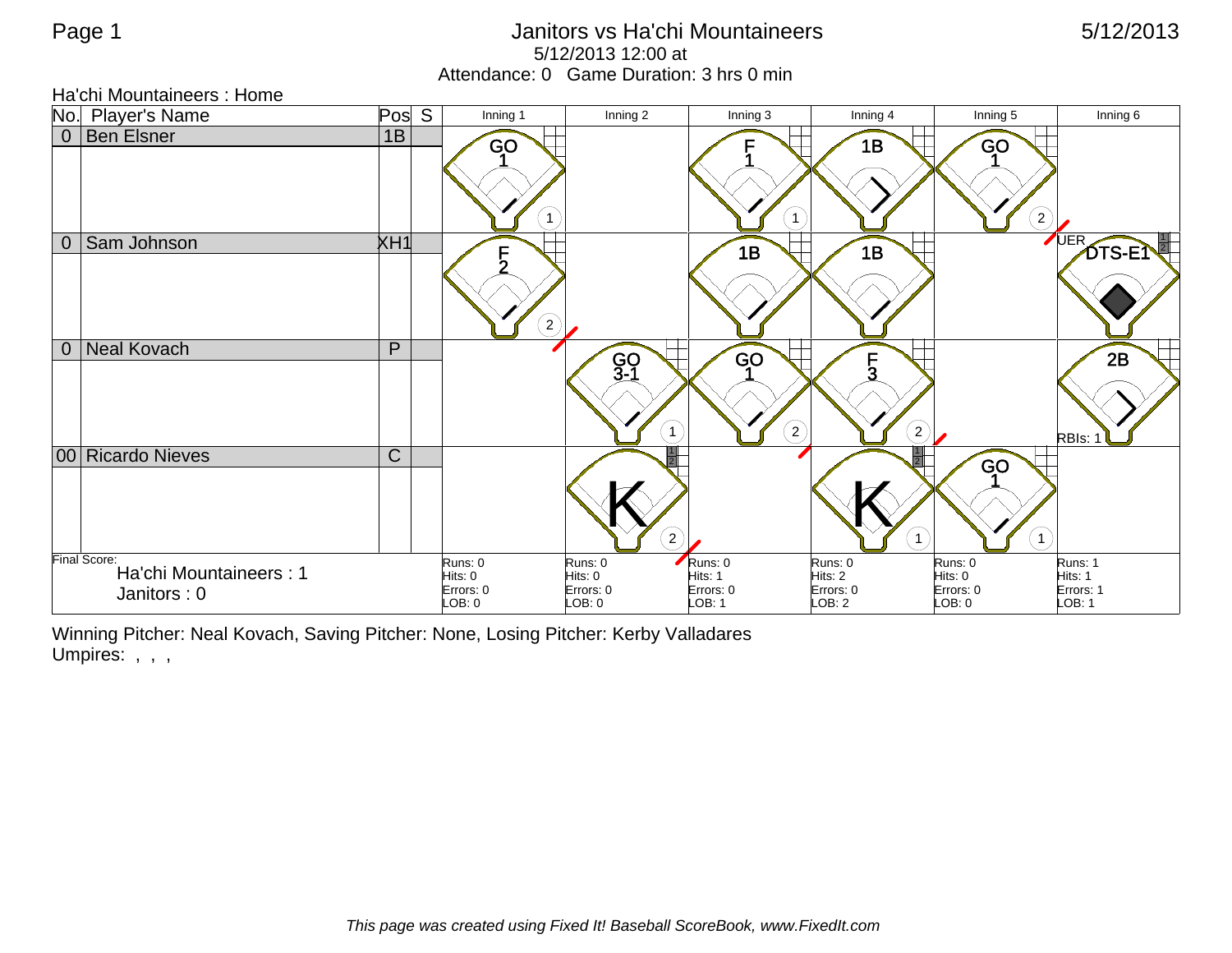# Janitors vs Ha'chi Mountaineers

5/12/2013 12:00 at

Attendance: 0 Game Duration: 3 hrs 0 min

5/12/2013

## Ha'chi Mountaineers : Home

| No. | Player's Name | Pos | S | Inning 1 | Inning 2 | Inning 3 | Inning 4 | Inning 5 | Inning 6 |
|---|---|---|---|---|---|---|---|---|---|
| 0 | Ben Elsner | 1B | | GO 1 (1) | | F 1 (1) | 1B | GO 1 (2) | |
| 0 | Sam Johnson | XH1 | | F 2 (2) | | 1B | 1B | | UER DTS-E1 |
| 0 | Neal Kovach | P | | | GO 3-1 (1) | GO 1 (2) | F 3 (2) | | 2B RBIs: 1 |
| 00 | Ricardo Nieves | C | | | K (2) | | K (1) | GO 1 (1) | |
| Final Score: Ha'chi Mountaineers : 1, Janitors : 0 | | | | Runs: 0 Hits: 0 Errors: 0 LOB: 0 | Runs: 0 Hits: 0 Errors: 0 LOB: 0 | Runs: 0 Hits: 1 Errors: 0 LOB: 1 | Runs: 0 Hits: 2 Errors: 0 LOB: 2 | Runs: 0 Hits: 0 Errors: 0 LOB: 0 | Runs: 1 Hits: 1 Errors: 1 LOB: 1 |

Winning Pitcher: Neal Kovach, Saving Pitcher: None, Losing Pitcher: Kerby Valladares

Umpires: , , ,

*This page was created using Fixed It! Baseball ScoreBook, www.FixedIt.com*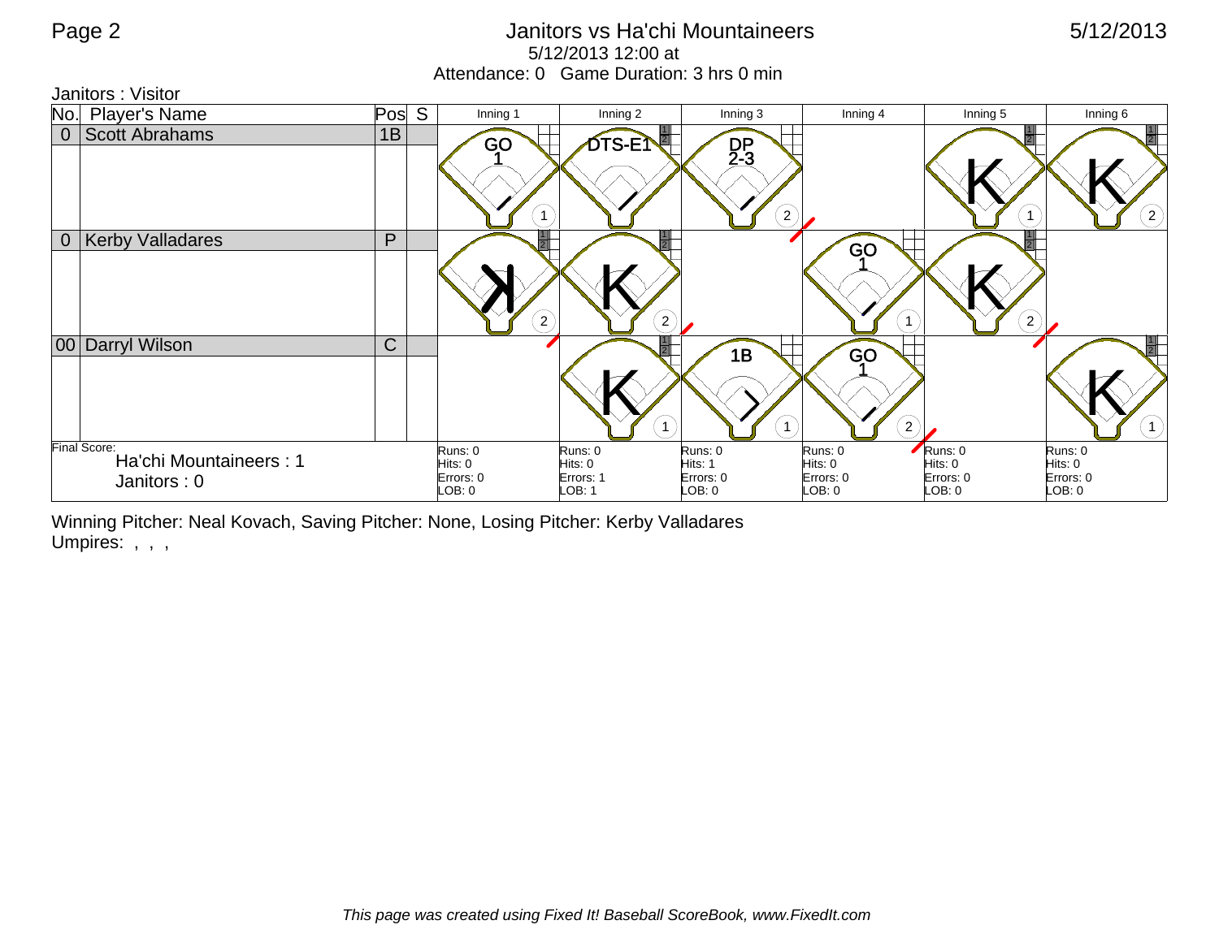# Janitors vs Ha'chi Mountaineers

5/12/2013 12:00 at

Attendance: 0   Game Duration: 3 hrs 0 min

Janitors : Visitor

| No. | Player's Name | Pos | S | Inning 1 | Inning 2 | Inning 3 | Inning 4 | Inning 5 | Inning 6 |
|---|---|---|---|---|---|---|---|---|---|
| 0 | Scott Abrahams | 1B | | GO 1 (1) | DTS-E1 | DP 2-3 (2) | | K (1) | K (2) |
| 0 | Kerby Valladares | P | | ꓘ (2) | K (2) | | GO 1 (1) | K (2) | |
| 00 | Darryl Wilson | C | | | K (1) | 1B (1) | GO 1 (2) | | K (1) |

| Final Score: | Inning 1 | Inning 2 | Inning 3 | Inning 4 | Inning 5 | Inning 6 |
|---|---|---|---|---|---|---|
| Ha'chi Mountaineers : 1<br>Janitors : 0 | Runs: 0<br>Hits: 0<br>Errors: 0<br>LOB: 0 | Runs: 0<br>Hits: 0<br>Errors: 1<br>LOB: 1 | Runs: 0<br>Hits: 1<br>Errors: 0<br>LOB: 0 | Runs: 0<br>Hits: 0<br>Errors: 0<br>LOB: 0 | Runs: 0<br>Hits: 0<br>Errors: 0<br>LOB: 0 | Runs: 0<br>Hits: 0<br>Errors: 0<br>LOB: 0 |

Winning Pitcher: Neal Kovach, Saving Pitcher: None, Losing Pitcher: Kerby Valladares

Umpires: , , ,

*This page was created using Fixed It! Baseball ScoreBook, www.FixedIt.com*